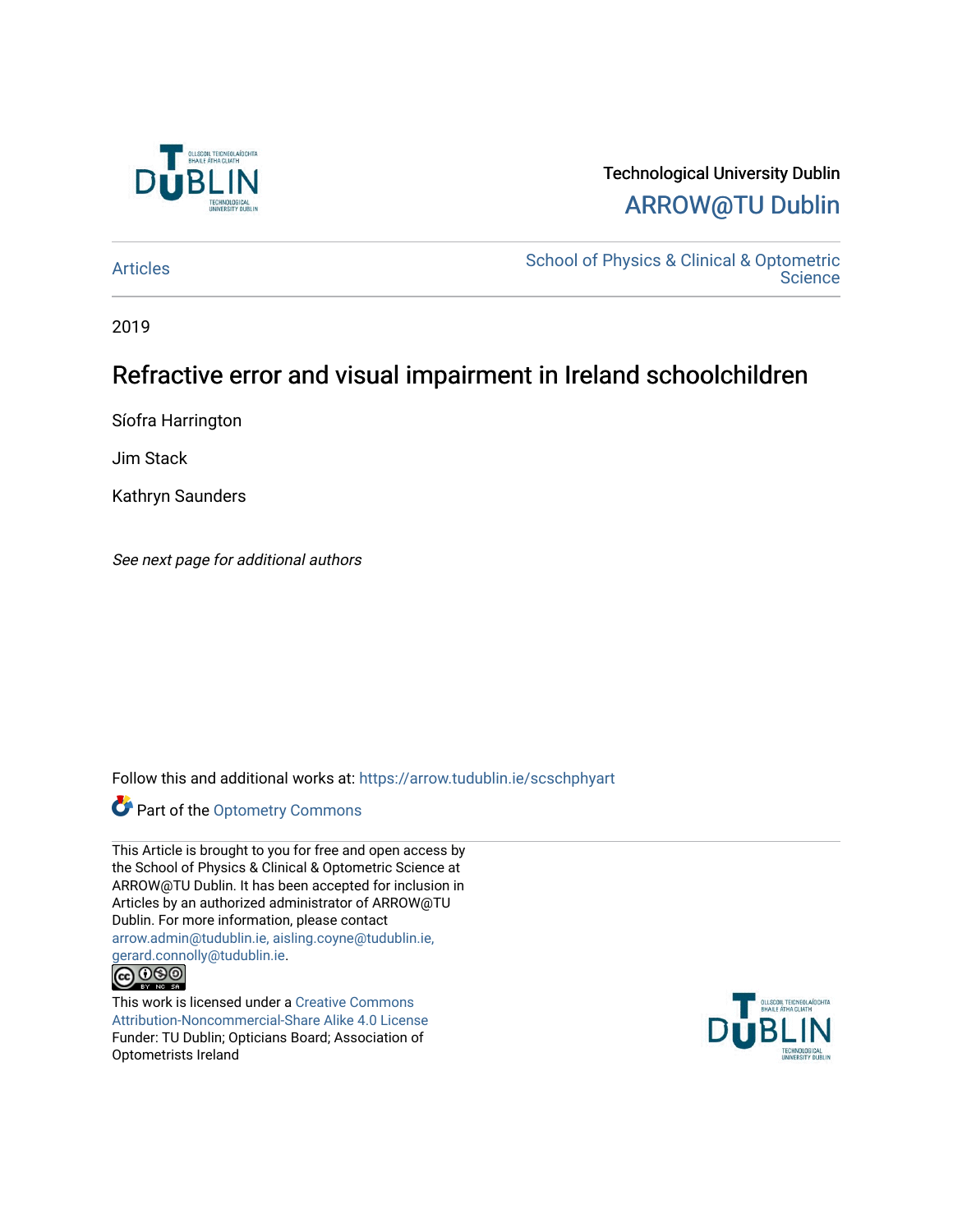Technological University Dublin

ARROW@TU Dublin

Articles

School of Physics & Clinical & Optometric Science

2019

# Refractive error and visual impairment in Ireland schoolchildren

Síofra Harrington

Jim Stack

Kathryn Saunders

*See next page for additional authors*

Follow this and additional works at: https://arrow.tudublin.ie/scschphyart

Part of the Optometry Commons

This Article is brought to you for free and open access by the School of Physics & Clinical & Optometric Science at ARROW@TU Dublin. It has been accepted for inclusion in Articles by an authorized administrator of ARROW@TU Dublin. For more information, please contact arrow.admin@tudublin.ie, aisling.coyne@tudublin.ie, gerard.connolly@tudublin.ie.

This work is licensed under a Creative Commons Attribution-Noncommercial-Share Alike 4.0 License

Funder: TU Dublin; Opticians Board; Association of Optometrists Ireland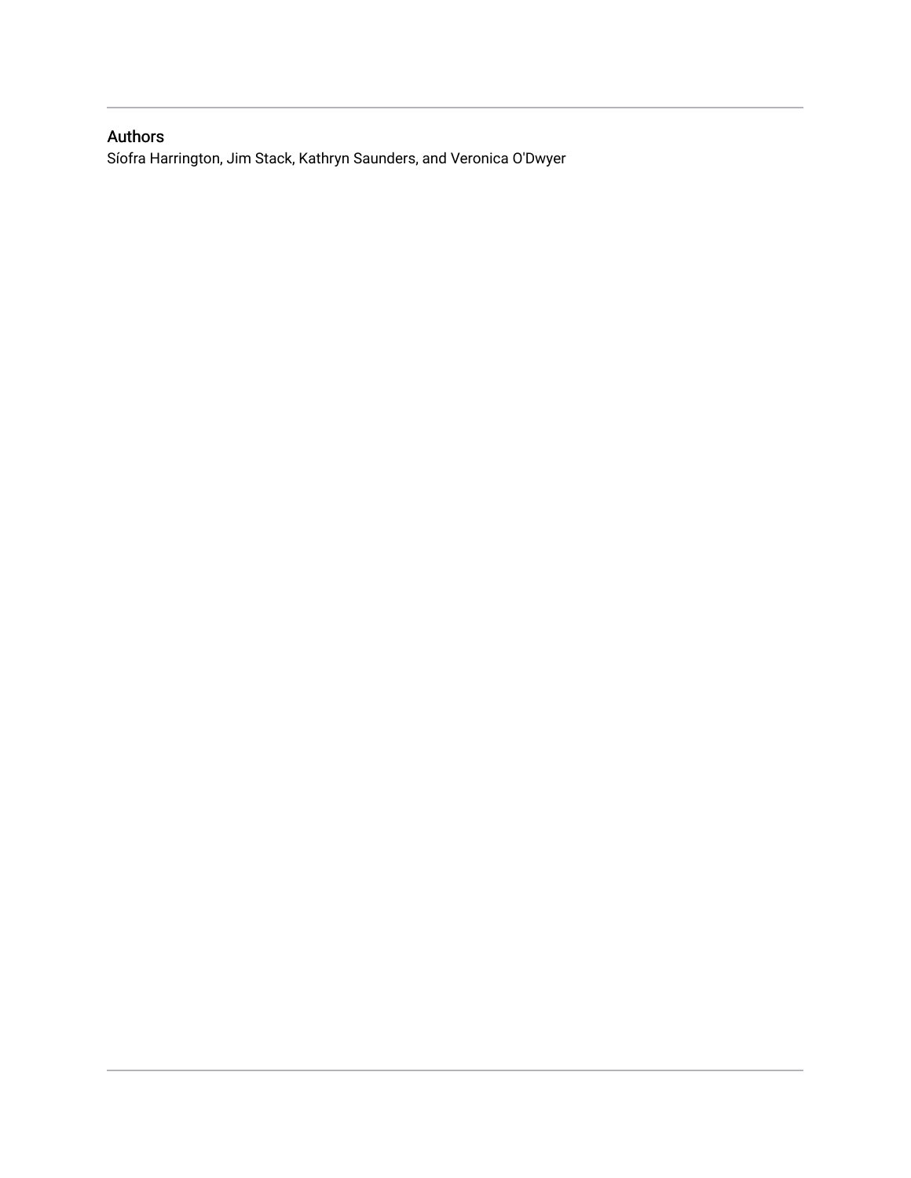## Authors

Síofra Harrington, Jim Stack, Kathryn Saunders, and Veronica O'Dwyer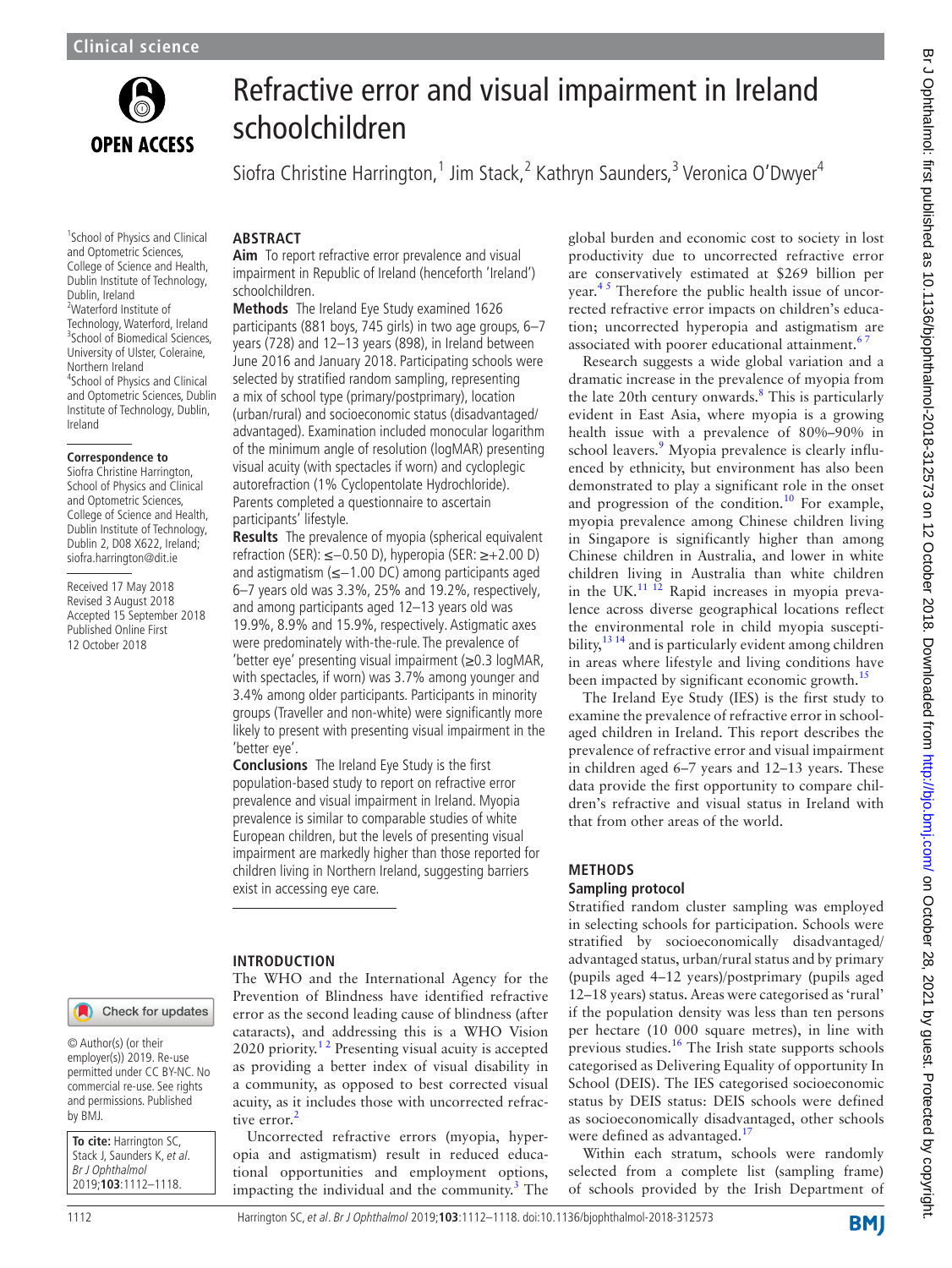Clinical science

# Refractive error and visual impairment in Ireland schoolchildren

Siofra Christine Harrington,[1] Jim Stack,[2] Kathryn Saunders,[3] Veronica O'Dwyer[4]

[1]School of Physics and Clinical and Optometric Sciences, College of Science and Health, Dublin Institute of Technology, Dublin, Ireland
[2]Waterford Institute of Technology, Waterford, Ireland
[3]School of Biomedical Sciences, University of Ulster, Coleraine, Northern Ireland
[4]School of Physics and Clinical and Optometric Sciences, Dublin Institute of Technology, Dublin, Ireland

**Correspondence to**
Siofra Christine Harrington, School of Physics and Clinical and Optometric Sciences, College of Science and Health, Dublin Institute of Technology, Dublin 2, D08 X622, Ireland; siofra.harrington@dit.ie

Received 17 May 2018
Revised 3 August 2018
Accepted 15 September 2018
Published Online First 12 October 2018

© Author(s) (or their employer(s)) 2019. Re-use permitted under CC BY-NC. No commercial re-use. See rights and permissions. Published by BMJ.

**To cite:** Harrington SC, Stack J, Saunders K, *et al*. *Br J Ophthalmol* 2019;**103**:1112–1118.

## ABSTRACT

**Aim** To report refractive error prevalence and visual impairment in Republic of Ireland (henceforth 'Ireland') schoolchildren.

**Methods** The Ireland Eye Study examined 1626 participants (881 boys, 745 girls) in two age groups, 6–7 years (728) and 12–13 years (898), in Ireland between June 2016 and January 2018. Participating schools were selected by stratified random sampling, representing a mix of school type (primary/postprimary), location (urban/rural) and socioeconomic status (disadvantaged/advantaged). Examination included monocular logarithm of the minimum angle of resolution (logMAR) presenting visual acuity (with spectacles if worn) and cycloplegic autorefraction (1% Cyclopentolate Hydrochloride). Parents completed a questionnaire to ascertain participants' lifestyle.

**Results** The prevalence of myopia (spherical equivalent refraction (SER): ≤−0.50 D), hyperopia (SER: ≥+2.00 D) and astigmatism (≤−1.00 DC) among participants aged 6–7 years old was 3.3%, 25% and 19.2%, respectively, and among participants aged 12–13 years old was 19.9%, 8.9% and 15.9%, respectively. Astigmatic axes were predominately with-the-rule. The prevalence of 'better eye' presenting visual impairment (≥0.3 logMAR, with spectacles, if worn) was 3.7% among younger and 3.4% among older participants. Participants in minority groups (Traveller and non-white) were significantly more likely to present with presenting visual impairment in the 'better eye'.

**Conclusions** The Ireland Eye Study is the first population-based study to report on refractive error prevalence and visual impairment in Ireland. Myopia prevalence is similar to comparable studies of white European children, but the levels of presenting visual impairment are markedly higher than those reported for children living in Northern Ireland, suggesting barriers exist in accessing eye care.

## INTRODUCTION

The WHO and the International Agency for the Prevention of Blindness have identified refractive error as the second leading cause of blindness (after cataracts), and addressing this is a WHO Vision 2020 priority.[1,2] Presenting visual acuity is accepted as providing a better index of visual disability in a community, as opposed to best corrected visual acuity, as it includes those with uncorrected refractive error.[2]

Uncorrected refractive errors (myopia, hyperopia and astigmatism) result in reduced educational opportunities and employment options, impacting the individual and the community.[3] The global burden and economic cost to society in lost productivity due to uncorrected refractive error are conservatively estimated at $269 billion per year.[4,5] Therefore the public health issue of uncorrected refractive error impacts on children's education; uncorrected hyperopia and astigmatism are associated with poorer educational attainment.[6,7]

Research suggests a wide global variation and a dramatic increase in the prevalence of myopia from the late 20th century onwards.[8] This is particularly evident in East Asia, where myopia is a growing health issue with a prevalence of 80%–90% in school leavers.[9] Myopia prevalence is clearly influenced by ethnicity, but environment has also been demonstrated to play a significant role in the onset and progression of the condition.[10] For example, myopia prevalence among Chinese children living in Singapore is significantly higher than among Chinese children in Australia, and lower in white children living in Australia than white children in the UK.[11,12] Rapid increases in myopia prevalence across diverse geographical locations reflect the environmental role in child myopia susceptibility,[13,14] and is particularly evident among children in areas where lifestyle and living conditions have been impacted by significant economic growth.[15]

The Ireland Eye Study (IES) is the first study to examine the prevalence of refractive error in school-aged children in Ireland. This report describes the prevalence of refractive error and visual impairment in children aged 6–7 years and 12–13 years. These data provide the first opportunity to compare children's refractive and visual status in Ireland with that from other areas of the world.

## METHODS

### Sampling protocol

Stratified random cluster sampling was employed in selecting schools for participation. Schools were stratified by socioeconomically disadvantaged/advantaged status, urban/rural status and by primary (pupils aged 4–12 years)/postprimary (pupils aged 12–18 years) status. Areas were categorised as 'rural' if the population density was less than ten persons per hectare (10 000 square metres), in line with previous studies.[16] The Irish state supports schools categorised as Delivering Equality of opportunity In School (DEIS). The IES categorised socioeconomic status by DEIS status: DEIS schools were defined as socioeconomically disadvantaged, other schools were defined as advantaged.[17]

Within each stratum, schools were randomly selected from a complete list (sampling frame) of schools provided by the Irish Department of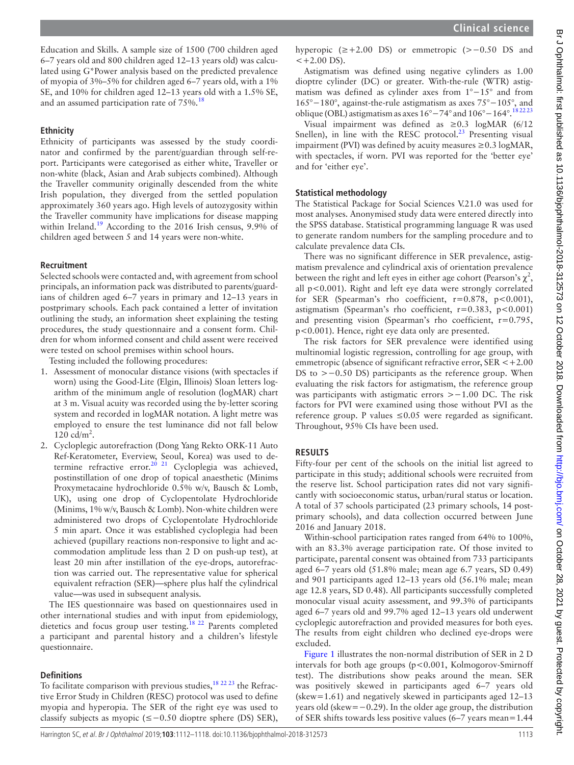Education and Skills. A sample size of 1500 (700 children aged 6–7 years old and 800 children aged 12–13 years old) was calculated using G*Power analysis based on the predicted prevalence of myopia of 3%–5% for children aged 6–7 years old, with a 1% SE, and 10% for children aged 12–13 years old with a 1.5% SE, and an assumed participation rate of 75%.[18]

### Ethnicity

Ethnicity of participants was assessed by the study coordinator and confirmed by the parent/guardian through self-report. Participants were categorised as either white, Traveller or non-white (black, Asian and Arab subjects combined). Although the Traveller community originally descended from the white Irish population, they diverged from the settled population approximately 360 years ago. High levels of autozygosity within the Traveller community have implications for disease mapping within Ireland.[19] According to the 2016 Irish census, 9.9% of children aged between 5 and 14 years were non-white.

### Recruitment

Selected schools were contacted and, with agreement from school principals, an information pack was distributed to parents/guardians of children aged 6–7 years in primary and 12–13 years in postprimary schools. Each pack contained a letter of invitation outlining the study, an information sheet explaining the testing procedures, the study questionnaire and a consent form. Children for whom informed consent and child assent were received were tested on school premises within school hours.

Testing included the following procedures:

1. Assessment of monocular distance visions (with spectacles if worn) using the Good-Lite (Elgin, Illinois) Sloan letters logarithm of the minimum angle of resolution (logMAR) chart at 3 m. Visual acuity was recorded using the by-letter scoring system and recorded in logMAR notation. A light metre was employed to ensure the test luminance did not fall below 120 cd/m$^2$.
2. Cycloplegic autorefraction (Dong Yang Rekto ORK-11 Auto Ref-Keratometer, Everview, Seoul, Korea) was used to determine refractive error.[20,21] Cycloplegia was achieved, postinstillation of one drop of topical anaesthetic (Minims Proxymetacaine hydrochloride 0.5% w/v, Bausch & Lomb, UK), using one drop of Cyclopentolate Hydrochloride (Minims, 1% w/v, Bausch & Lomb). Non-white children were administered two drops of Cyclopentolate Hydrochloride 5 min apart. Once it was established cycloplegia had been achieved (pupillary reactions non-responsive to light and accommodation amplitude less than 2 D on push-up test), at least 20 min after instillation of the eye-drops, autorefraction was carried out. The representative value for spherical equivalent refraction (SER)—sphere plus half the cylindrical value—was used in subsequent analysis.

The IES questionnaire was based on questionnaires used in other international studies and with input from epidemiology, dietetics and focus group user testing.[18,22] Parents completed a participant and parental history and a children's lifestyle questionnaire.

### Definitions

To facilitate comparison with previous studies,[18,22,23] the Refractive Error Study in Children (RESC) protocol was used to define myopia and hyperopia. The SER of the right eye was used to classify subjects as myopic (≤−0.50 dioptre sphere (DS) SER), hyperopic (≥+2.00 DS) or emmetropic (>−0.50 DS and <+2.00 DS).

Astigmatism was defined using negative cylinders as 1.00 dioptre cylinder (DC) or greater. With-the-rule (WTR) astigmatism was defined as cylinder axes from 1°−15° and from 165°−180°, against-the-rule astigmatism as axes 75°−105°, and oblique (OBL) astigmatism as axes 16°−74° and 106°−164°.[18,22,23]

Visual impairment was defined as ≥0.3 logMAR (6/12 Snellen), in line with the RESC protocol.[23] Presenting visual impairment (PVI) was defined by acuity measures ≥0.3 logMAR, with spectacles, if worn. PVI was reported for the 'better eye' and for 'either eye'.

### Statistical methodology

The Statistical Package for Social Sciences V.21.0 was used for most analyses. Anonymised study data were entered directly into the SPSS database. Statistical programming language R was used to generate random numbers for the sampling procedure and to calculate prevalence data CIs.

There was no significant difference in SER prevalence, astigmatism prevalence and cylindrical axis of orientation prevalence between the right and left eyes in either age cohort (Pearson's $\chi^2$, all $p<0.001$). Right and left eye data were strongly correlated for SER (Spearman's rho coefficient, $r=0.878$, $p<0.001$), astigmatism (Spearman's rho coefficient, $r=0.383$, $p<0.001$) and presenting vision (Spearman's rho coefficient, $r=0.795$, $p<0.001$). Hence, right eye data only are presented.

The risk factors for SER prevalence were identified using multinomial logistic regression, controlling for age group, with emmetropic (absence of significant refractive error, SER <+2.00 DS to >−0.50 DS) participants as the reference group. When evaluating the risk factors for astigmatism, the reference group was participants with astigmatic errors >−1.00 DC. The risk factors for PVI were examined using those without PVI as the reference group. P values ≤0.05 were regarded as significant. Throughout, 95% CIs have been used.

## RESULTS

Fifty-four per cent of the schools on the initial list agreed to participate in this study; additional schools were recruited from the reserve list. School participation rates did not vary significantly with socioeconomic status, urban/rural status or location. A total of 37 schools participated (23 primary schools, 14 postprimary schools), and data collection occurred between June 2016 and January 2018.

Within-school participation rates ranged from 64% to 100%, with an 83.3% average participation rate. Of those invited to participate, parental consent was obtained from 733 participants aged 6–7 years old (51.8% male; mean age 6.7 years, SD 0.49) and 901 participants aged 12–13 years old (56.1% male; mean age 12.8 years, SD 0.48). All participants successfully completed monocular visual acuity assessment, and 99.3% of participants aged 6–7 years old and 99.7% aged 12–13 years old underwent cycloplegic autorefraction and provided measures for both eyes. The results from eight children who declined eye-drops were excluded.

Figure 1 illustrates the non-normal distribution of SER in 2 D intervals for both age groups ($p<0.001$, Kolmogorov-Smirnoff test). The distributions show peaks around the mean. SER was positively skewed in participants aged 6–7 years old (skew=1.61) and negatively skewed in participants aged 12–13 years old (skew=−0.29). In the older age group, the distribution of SER shifts towards less positive values (6–7 years mean=1.44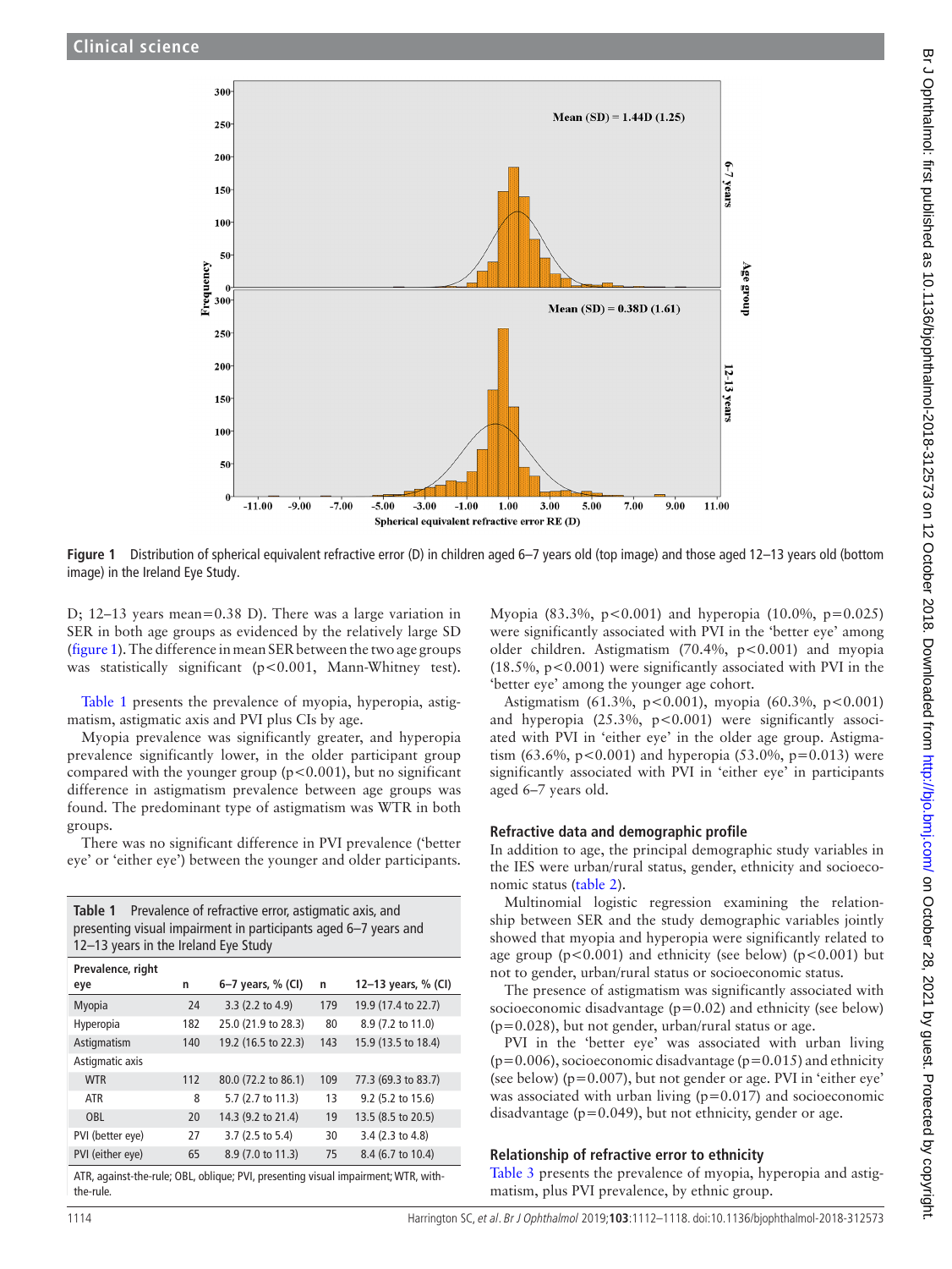Figure 1 Distribution of spherical equivalent refractive error (D) in children aged 6–7 years old (top image) and those aged 12–13 years old (bottom image) in the Ireland Eye Study.

D; 12–13 years mean=0.38 D). There was a large variation in SER in both age groups as evidenced by the relatively large SD (figure 1). The difference in mean SER between the two age groups was statistically significant (p<0.001, Mann-Whitney test).

Table 1 presents the prevalence of myopia, hyperopia, astigmatism, astigmatic axis and PVI plus CIs by age.

Myopia prevalence was significantly greater, and hyperopia prevalence significantly lower, in the older participant group compared with the younger group (p<0.001), but no significant difference in astigmatism prevalence between age groups was found. The predominant type of astigmatism was WTR in both groups.

There was no significant difference in PVI prevalence ('better eye' or 'either eye') between the younger and older participants.

**Table 1** Prevalence of refractive error, astigmatic axis, and presenting visual impairment in participants aged 6–7 years and 12–13 years in the Ireland Eye Study

| Prevalence, right eye | n | 6–7 years, % (CI) | n | 12–13 years, % (CI) |
|---|---|---|---|---|
| Myopia | 24 | 3.3 (2.2 to 4.9) | 179 | 19.9 (17.4 to 22.7) |
| Hyperopia | 182 | 25.0 (21.9 to 28.3) | 80 | 8.9 (7.2 to 11.0) |
| Astigmatism | 140 | 19.2 (16.5 to 22.3) | 143 | 15.9 (13.5 to 18.4) |
| Astigmatic axis | | | | |
| WTR | 112 | 80.0 (72.2 to 86.1) | 109 | 77.3 (69.3 to 83.7) |
| ATR | 8 | 5.7 (2.7 to 11.3) | 13 | 9.2 (5.2 to 15.6) |
| OBL | 20 | 14.3 (9.2 to 21.4) | 19 | 13.5 (8.5 to 20.5) |
| PVI (better eye) | 27 | 3.7 (2.5 to 5.4) | 30 | 3.4 (2.3 to 4.8) |
| PVI (either eye) | 65 | 8.9 (7.0 to 11.3) | 75 | 8.4 (6.7 to 10.4) |

ATR, against-the-rule; OBL, oblique; PVI, presenting visual impairment; WTR, with-the-rule.

Myopia (83.3%, p<0.001) and hyperopia (10.0%, p=0.025) were significantly associated with PVI in the 'better eye' among older children. Astigmatism (70.4%, p<0.001) and myopia (18.5%, p<0.001) were significantly associated with PVI in the 'better eye' among the younger age cohort.

Astigmatism (61.3%, p<0.001), myopia (60.3%, p<0.001) and hyperopia (25.3%, p<0.001) were significantly associated with PVI in 'either eye' in the older age group. Astigmatism (63.6%, p<0.001) and hyperopia (53.0%, p=0.013) were significantly associated with PVI in 'either eye' in participants aged 6–7 years old.

## Refractive data and demographic profile

In addition to age, the principal demographic study variables in the IES were urban/rural status, gender, ethnicity and socioeconomic status (table 2).

Multinomial logistic regression examining the relationship between SER and the study demographic variables jointly showed that myopia and hyperopia were significantly related to age group (p<0.001) and ethnicity (see below) (p<0.001) but not to gender, urban/rural status or socioeconomic status.

The presence of astigmatism was significantly associated with socioeconomic disadvantage (p=0.02) and ethnicity (see below) (p=0.028), but not gender, urban/rural status or age.

PVI in the 'better eye' was associated with urban living (p=0.006), socioeconomic disadvantage (p=0.015) and ethnicity (see below) (p=0.007), but not gender or age. PVI in 'either eye' was associated with urban living (p=0.017) and socioeconomic disadvantage (p=0.049), but not ethnicity, gender or age.

## Relationship of refractive error to ethnicity

Table 3 presents the prevalence of myopia, hyperopia and astigmatism, plus PVI prevalence, by ethnic group.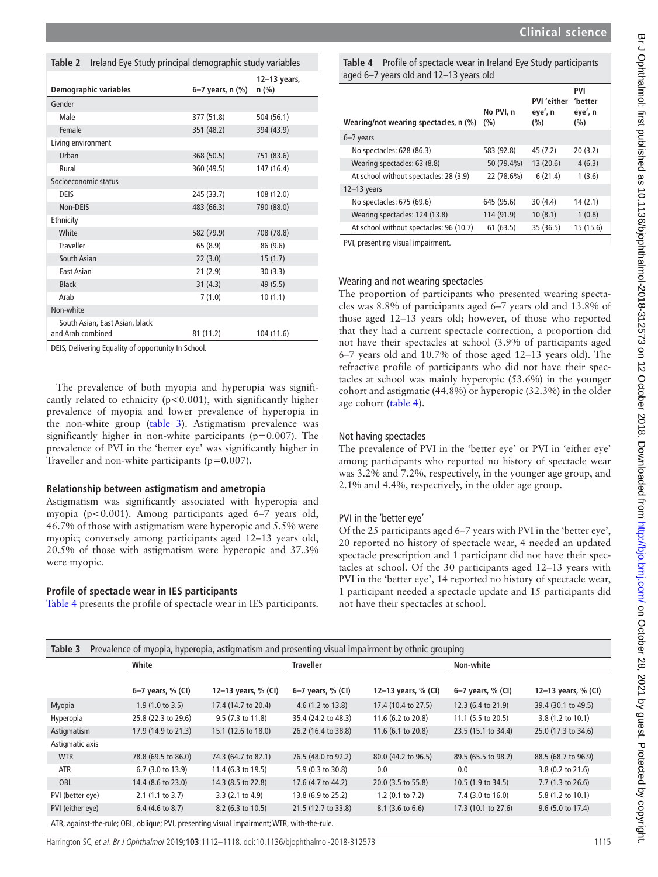**Table 2** Ireland Eye Study principal demographic study variables

| Demographic variables | 6–7 years, n (%) | 12–13 years, n (%) |
|---|---|---|
| Gender | | |
| Male | 377 (51.8) | 504 (56.1) |
| Female | 351 (48.2) | 394 (43.9) |
| Living environment | | |
| Urban | 368 (50.5) | 751 (83.6) |
| Rural | 360 (49.5) | 147 (16.4) |
| Socioeconomic status | | |
| DEIS | 245 (33.7) | 108 (12.0) |
| Non-DEIS | 483 (66.3) | 790 (88.0) |
| Ethnicity | | |
| White | 582 (79.9) | 708 (78.8) |
| Traveller | 65 (8.9) | 86 (9.6) |
| South Asian | 22 (3.0) | 15 (1.7) |
| East Asian | 21 (2.9) | 30 (3.3) |
| Black | 31 (4.3) | 49 (5.5) |
| Arab | 7 (1.0) | 10 (1.1) |
| Non-white | | |
| South Asian, East Asian, black and Arab combined | 81 (11.2) | 104 (11.6) |

DEIS, Delivering Equality of opportunity In School.

The prevalence of both myopia and hyperopia was significantly related to ethnicity ($p<0.001$), with significantly higher prevalence of myopia and lower prevalence of hyperopia in the non-white group (table 3). Astigmatism prevalence was significantly higher in non-white participants ($p=0.007$). The prevalence of PVI in the 'better eye' was significantly higher in Traveller and non-white participants ($p=0.007$).

### Relationship between astigmatism and ametropia

Astigmatism was significantly associated with hyperopia and myopia ($p<0.001$). Among participants aged 6–7 years old, 46.7% of those with astigmatism were hyperopic and 5.5% were myopic; conversely among participants aged 12–13 years old, 20.5% of those with astigmatism were hyperopic and 37.3% were myopic.

### Profile of spectacle wear in IES participants

Table 4 presents the profile of spectacle wear in IES participants.

**Table 4** Profile of spectacle wear in Ireland Eye Study participants aged 6–7 years old and 12–13 years old

| Wearing/not wearing spectacles, n (%) | No PVI, n (%) | PVI 'either eye', n (%) | PVI 'better eye', n (%) |
|---|---|---|---|
| 6–7 years | | | |
| No spectacles: 628 (86.3) | 583 (92.8) | 45 (7.2) | 20 (3.2) |
| Wearing spectacles: 63 (8.8) | 50 (79.4%) | 13 (20.6) | 4 (6.3) |
| At school without spectacles: 28 (3.9) | 22 (78.6%) | 6 (21.4) | 1 (3.6) |
| 12–13 years | | | |
| No spectacles: 675 (69.6) | 645 (95.6) | 30 (4.4) | 14 (2.1) |
| Wearing spectacles: 124 (13.8) | 114 (91.9) | 10 (8.1) | 1 (0.8) |
| At school without spectacles: 96 (10.7) | 61 (63.5) | 35 (36.5) | 15 (15.6) |

PVI, presenting visual impairment.

#### Wearing and not wearing spectacles

The proportion of participants who presented wearing spectacles was 8.8% of participants aged 6–7 years old and 13.8% of those aged 12–13 years old; however, of those who reported that they had a current spectacle correction, a proportion did not have their spectacles at school (3.9% of participants aged 6–7 years old and 10.7% of those aged 12–13 years old). The refractive profile of participants who did not have their spectacles at school was mainly hyperopic (53.6%) in the younger cohort and astigmatic (44.8%) or hyperopic (32.3%) in the older age cohort (table 4).

#### Not having spectacles

The prevalence of PVI in the 'better eye' or PVI in 'either eye' among participants who reported no history of spectacle wear was 3.2% and 7.2%, respectively, in the younger age group, and 2.1% and 4.4%, respectively, in the older age group.

#### PVI in the 'better eye'

Of the 25 participants aged 6–7 years with PVI in the 'better eye', 20 reported no history of spectacle wear, 4 needed an updated spectacle prescription and 1 participant did not have their spectacles at school. Of the 30 participants aged 12–13 years with PVI in the 'better eye', 14 reported no history of spectacle wear, 1 participant needed a spectacle update and 15 participants did not have their spectacles at school.

**Table 3** Prevalence of myopia, hyperopia, astigmatism and presenting visual impairment by ethnic grouping

| | White | | Traveller | | Non-white | |
|---|---|---|---|---|---|---|
| | 6–7 years, % (CI) | 12–13 years, % (CI) | 6–7 years, % (CI) | 12–13 years, % (CI) | 6–7 years, % (CI) | 12–13 years, % (CI) |
| Myopia | 1.9 (1.0 to 3.5) | 17.4 (14.7 to 20.4) | 4.6 (1.2 to 13.8) | 17.4 (10.4 to 27.5) | 12.3 (6.4 to 21.9) | 39.4 (30.1 to 49.5) |
| Hyperopia | 25.8 (22.3 to 29.6) | 9.5 (7.3 to 11.8) | 35.4 (24.2 to 48.3) | 11.6 (6.2 to 20.8) | 11.1 (5.5 to 20.5) | 3.8 (1.2 to 10.1) |
| Astigmatism | 17.9 (14.9 to 21.3) | 15.1 (12.6 to 18.0) | 26.2 (16.4 to 38.8) | 11.6 (6.1 to 20.8) | 23.5 (15.1 to 34.4) | 25.0 (17.3 to 34.6) |
| Astigmatic axis | | | | | | |
| WTR | 78.8 (69.5 to 86.0) | 74.3 (64.7 to 82.1) | 76.5 (48.0 to 92.2) | 80.0 (44.2 to 96.5) | 89.5 (65.5 to 98.2) | 88.5 (68.7 to 96.9) |
| ATR | 6.7 (3.0 to 13.9) | 11.4 (6.3 to 19.5) | 5.9 (0.3 to 30.8) | 0.0 | 0.0 | 3.8 (0.2 to 21.6) |
| OBL | 14.4 (8.6 to 23.0) | 14.3 (8.5 to 22.8) | 17.6 (4.7 to 44.2) | 20.0 (3.5 to 55.8) | 10.5 (1.9 to 34.5) | 7.7 (1.3 to 26.6) |
| PVI (better eye) | 2.1 (1.1 to 3.7) | 3.3 (2.1 to 4.9) | 13.8 (6.9 to 25.2) | 1.2 (0.1 to 7.2) | 7.4 (3.0 to 16.0) | 5.8 (1.2 to 10.1) |
| PVI (either eye) | 6.4 (4.6 to 8.7) | 8.2 (6.3 to 10.5) | 21.5 (12.7 to 33.8) | 8.1 (3.6 to 6.6) | 17.3 (10.1 to 27.6) | 9.6 (5.0 to 17.4) |

ATR, against-the-rule; OBL, oblique; PVI, presenting visual impairment; WTR, with-the-rule.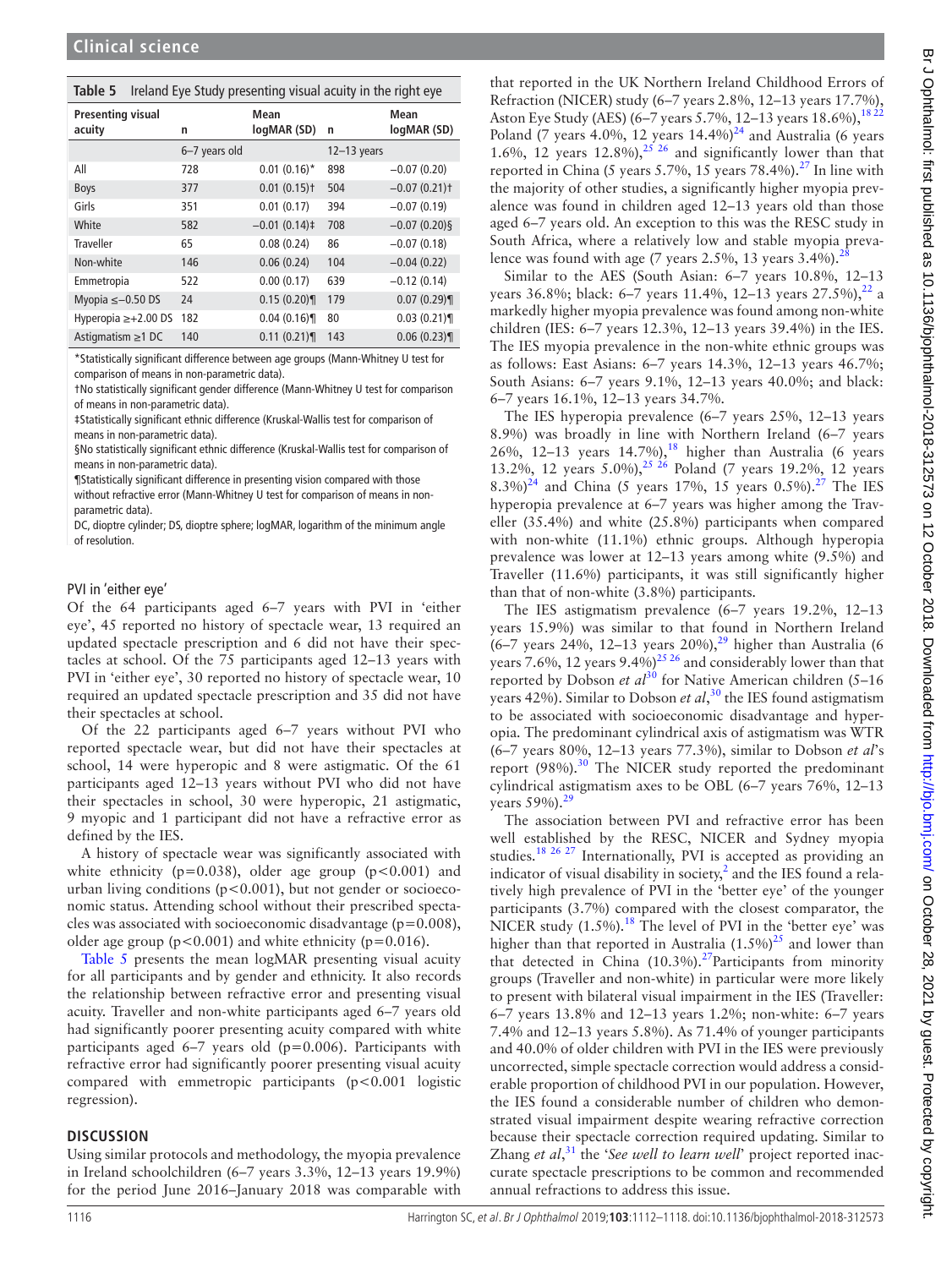**Table 5** Ireland Eye Study presenting visual acuity in the right eye

| Presenting visual acuity | n | Mean logMAR (SD) | n | Mean logMAR (SD) |
|---|---|---|---|---|
| | 6–7 years old | | 12–13 years | |
| All | 728 | 0.01 (0.16)* | 898 | −0.07 (0.20) |
| Boys | 377 | 0.01 (0.15)† | 504 | −0.07 (0.21)† |
| Girls | 351 | 0.01 (0.17) | 394 | −0.07 (0.19) |
| White | 582 | −0.01 (0.14)‡ | 708 | −0.07 (0.20)§ |
| Traveller | 65 | 0.08 (0.24) | 86 | −0.07 (0.18) |
| Non-white | 146 | 0.06 (0.24) | 104 | −0.04 (0.22) |
| Emmetropia | 522 | 0.00 (0.17) | 639 | −0.12 (0.14) |
| Myopia ≤−0.50 DS | 24 | 0.15 (0.20)¶ | 179 | 0.07 (0.29)¶ |
| Hyperopia ≥+2.00 DS | 182 | 0.04 (0.16)¶ | 80 | 0.03 (0.21)¶ |
| Astigmatism ≥1 DC | 140 | 0.11 (0.21)¶ | 143 | 0.06 (0.23)¶ |

*Statistically significant difference between age groups (Mann-Whitney U test for comparison of means in non-parametric data).

†No statistically significant gender difference (Mann-Whitney U test for comparison of means in non-parametric data).

‡Statistically significant ethnic difference (Kruskal-Wallis test for comparison of means in non-parametric data).

§No statistically significant ethnic difference (Kruskal-Wallis test for comparison of means in non-parametric data).

¶Statistically significant difference in presenting vision compared with those without refractive error (Mann-Whitney U test for comparison of means in non-parametric data).

DC, dioptre cylinder; DS, dioptre sphere; logMAR, logarithm of the minimum angle of resolution.

### PVI in 'either eye'

Of the 64 participants aged 6–7 years with PVI in 'either eye', 45 reported no history of spectacle wear, 13 required an updated spectacle prescription and 6 did not have their spectacles at school. Of the 75 participants aged 12–13 years with PVI in 'either eye', 30 reported no history of spectacle wear, 10 required an updated spectacle prescription and 35 did not have their spectacles at school.

Of the 22 participants aged 6–7 years without PVI who reported spectacle wear, but did not have their spectacles at school, 14 were hyperopic and 8 were astigmatic. Of the 61 participants aged 12–13 years without PVI who did not have their spectacles in school, 30 were hyperopic, 21 astigmatic, 9 myopic and 1 participant did not have a refractive error as defined by the IES.

A history of spectacle wear was significantly associated with white ethnicity (p=0.038), older age group (p<0.001) and urban living conditions (p<0.001), but not gender or socioeconomic status. Attending school without their prescribed spectacles was associated with socioeconomic disadvantage (p=0.008), older age group (p<0.001) and white ethnicity (p=0.016).

Table 5 presents the mean logMAR presenting visual acuity for all participants and by gender and ethnicity. It also records the relationship between refractive error and presenting visual acuity. Traveller and non-white participants aged 6–7 years old had significantly poorer presenting acuity compared with white participants aged 6–7 years old (p=0.006). Participants with refractive error had significantly poorer presenting visual acuity compared with emmetropic participants (p<0.001 logistic regression).

## DISCUSSION

Using similar protocols and methodology, the myopia prevalence in Ireland schoolchildren (6–7 years 3.3%, 12–13 years 19.9%) for the period June 2016–January 2018 was comparable with that reported in the UK Northern Ireland Childhood Errors of Refraction (NICER) study (6–7 years 2.8%, 12–13 years 17.7%), Aston Eye Study (AES) (6–7 years 5.7%, 12–13 years 18.6%),[18 22] Poland (7 years 4.0%, 12 years 14.4%)[24] and Australia (6 years 1.6%, 12 years 12.8%),[25 26] and significantly lower than that reported in China (5 years 5.7%, 15 years 78.4%).[27] In line with the majority of other studies, a significantly higher myopia prevalence was found in children aged 12–13 years old than those aged 6–7 years old. An exception to this was the RESC study in South Africa, where a relatively low and stable myopia prevalence was found with age (7 years 2.5%, 13 years 3.4%).[28]

Similar to the AES (South Asian: 6–7 years 10.8%, 12–13 years 36.8%; black: 6–7 years 11.4%, 12–13 years 27.5%),[22] a markedly higher myopia prevalence was found among non-white children (IES: 6–7 years 12.3%, 12–13 years 39.4%) in the IES. The IES myopia prevalence in the non-white ethnic groups was as follows: East Asians: 6–7 years 14.3%, 12–13 years 46.7%; South Asians: 6–7 years 9.1%, 12–13 years 40.0%; and black: 6–7 years 16.1%, 12–13 years 34.7%.

The IES hyperopia prevalence (6–7 years 25%, 12–13 years 8.9%) was broadly in line with Northern Ireland (6–7 years 26%, 12–13 years 14.7%),[18] higher than Australia (6 years 13.2%, 12 years 5.0%),[25 26] Poland (7 years 19.2%, 12 years 8.3%)[24] and China (5 years 17%, 15 years 0.5%).[27] The IES hyperopia prevalence at 6–7 years was higher among the Traveller (35.4%) and white (25.8%) participants when compared with non-white (11.1%) ethnic groups. Although hyperopia prevalence was lower at 12–13 years among white (9.5%) and Traveller (11.6%) participants, it was still significantly higher than that of non-white (3.8%) participants.

The IES astigmatism prevalence (6–7 years 19.2%, 12–13 years 15.9%) was similar to that found in Northern Ireland (6–7 years 24%, 12–13 years 20%),[29] higher than Australia (6 years 7.6%, 12 years 9.4%)[25 26] and considerably lower than that reported by Dobson *et al*[30] for Native American children (5–16 years 42%). Similar to Dobson *et al*,[30] the IES found astigmatism to be associated with socioeconomic disadvantage and hyperopia. The predominant cylindrical axis of astigmatism was WTR (6–7 years 80%, 12–13 years 77.3%), similar to Dobson *et al*'s report (98%).[30] The NICER study reported the predominant cylindrical astigmatism axes to be OBL (6–7 years 76%, 12–13 years 59%).[29]

The association between PVI and refractive error has been well established by the RESC, NICER and Sydney myopia studies.[18 26 27] Internationally, PVI is accepted as providing an indicator of visual disability in society,[2] and the IES found a relatively high prevalence of PVI in the 'better eye' of the younger participants (3.7%) compared with the closest comparator, the NICER study (1.5%).[18] The level of PVI in the 'better eye' was higher than that reported in Australia (1.5%)[25] and lower than that detected in China (10.3%).[27] Participants from minority groups (Traveller and non-white) in particular were more likely to present with bilateral visual impairment in the IES (Traveller: 6–7 years 13.8% and 12–13 years 1.2%; non-white: 6–7 years 7.4% and 12–13 years 5.8%). As 71.4% of younger participants and 40.0% of older children with PVI in the IES were previously uncorrected, simple spectacle correction would address a considerable proportion of childhood PVI in our population. However, the IES found a considerable number of children who demonstrated visual impairment despite wearing refractive correction because their spectacle correction required updating. Similar to Zhang *et al*,[31] the '*See well to learn well*' project reported inaccurate spectacle prescriptions to be common and recommended annual refractions to address this issue.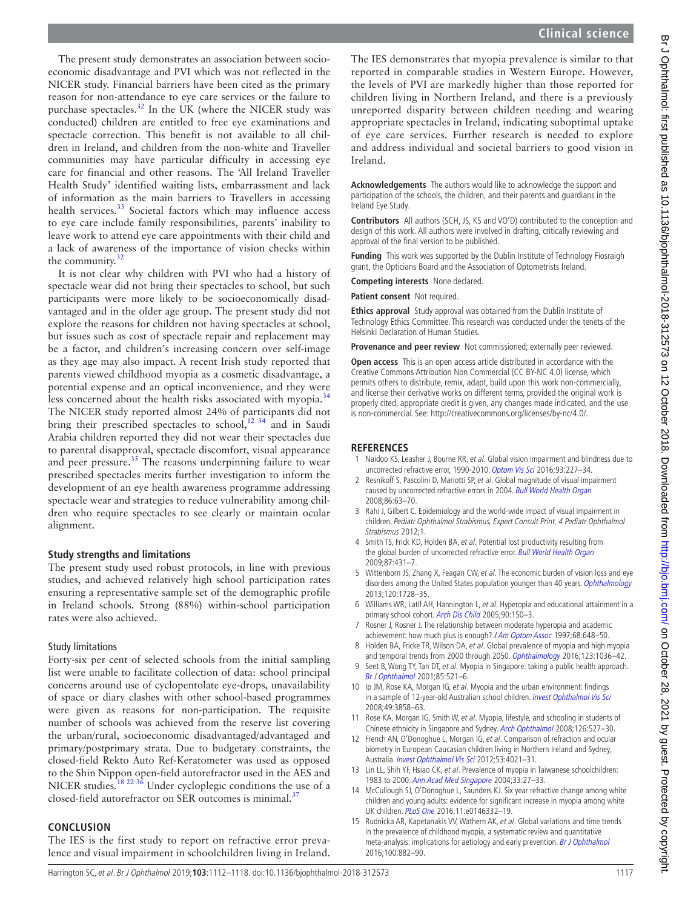The present study demonstrates an association between socioeconomic disadvantage and PVI which was not reflected in the NICER study. Financial barriers have been cited as the primary reason for non-attendance to eye care services or the failure to purchase spectacles.[32] In the UK (where the NICER study was conducted) children are entitled to free eye examinations and spectacle correction. This benefit is not available to all children in Ireland, and children from the non-white and Traveller communities may have particular difficulty in accessing eye care for financial and other reasons. The 'All Ireland Traveller Health Study' identified waiting lists, embarrassment and lack of information as the main barriers to Travellers in accessing health services.[33] Societal factors which may influence access to eye care include family responsibilities, parents' inability to leave work to attend eye care appointments with their child and a lack of awareness of the importance of vision checks within the community.[32]

It is not clear why children with PVI who had a history of spectacle wear did not bring their spectacles to school, but such participants were more likely to be socioeconomically disadvantaged and in the older age group. The present study did not explore the reasons for children not having spectacles at school, but issues such as cost of spectacle repair and replacement may be a factor, and children's increasing concern over self-image as they age may also impact. A recent Irish study reported that parents viewed childhood myopia as a cosmetic disadvantage, a potential expense and an optical inconvenience, and they were less concerned about the health risks associated with myopia.[34] The NICER study reported almost 24% of participants did not bring their prescribed spectacles to school,[12 34] and in Saudi Arabia children reported they did not wear their spectacles due to parental disapproval, spectacle discomfort, visual appearance and peer pressure.[35] The reasons underpinning failure to wear prescribed spectacles merits further investigation to inform the development of an eye health awareness programme addressing spectacle wear and strategies to reduce vulnerability among children who require spectacles to see clearly or maintain ocular alignment.

### Study strengths and limitations

The present study used robust protocols, in line with previous studies, and achieved relatively high school participation rates ensuring a representative sample set of the demographic profile in Ireland schools. Strong (88%) within-school participation rates were also achieved.

### Study limitations

Forty-six per cent of selected schools from the initial sampling list were unable to facilitate collection of data: school principal concerns around use of cyclopentolate eye-drops, unavailability of space or diary clashes with other school-based programmes were given as reasons for non-participation. The requisite number of schools was achieved from the reserve list covering the urban/rural, socioeconomic disadvantaged/advantaged and primary/postprimary strata. Due to budgetary constraints, the closed-field Rekto Auto Ref-Keratometer was used as opposed to the Shin Nippon open-field autorefractor used in the AES and NICER studies.[18 22 36] Under cycloplegic conditions the use of a closed-field autorefractor on SER outcomes is minimal.[37]

## CONCLUSION

The IES is the first study to report on refractive error prevalence and visual impairment in schoolchildren living in Ireland. The IES demonstrates that myopia prevalence is similar to that reported in comparable studies in Western Europe. However, the levels of PVI are markedly higher than those reported for children living in Northern Ireland, and there is a previously unreported disparity between children needing and wearing appropriate spectacles in Ireland, indicating suboptimal uptake of eye care services. Further research is needed to explore and address individual and societal barriers to good vision in Ireland.

**Acknowledgements** The authors would like to acknowledge the support and participation of the schools, the children, and their parents and guardians in the Ireland Eye Study.

**Contributors** All authors (SCH, JS, KS and VO'D) contributed to the conception and design of this work. All authors were involved in drafting, critically reviewing and approval of the final version to be published.

**Funding** This work was supported by the Dublin Institute of Technology Fiosraigh grant, the Opticians Board and the Association of Optometrists Ireland.

**Competing interests** None declared.

**Patient consent** Not required.

**Ethics approval** Study approval was obtained from the Dublin Institute of Technology Ethics Committee. This research was conducted under the tenets of the Helsinki Declaration of Human Studies.

**Provenance and peer review** Not commissioned; externally peer reviewed.

**Open access** This is an open access article distributed in accordance with the Creative Commons Attribution Non Commercial (CC BY-NC 4.0) license, which permits others to distribute, remix, adapt, build upon this work non-commercially, and license their derivative works on different terms, provided the original work is properly cited, appropriate credit is given, any changes made indicated, and the use is non-commercial. See: http://creativecommons.org/licenses/by-nc/4.0/.

## REFERENCES

1. Naidoo KS, Leasher J, Bourne RR, *et al*. Global vision impairment and blindness due to uncorrected refractive error, 1990-2010. *Optom Vis Sci* 2016;93:227–34.
2. Resnikoff S, Pascolini D, Mariotti SP, *et al*. Global magnitude of visual impairment caused by uncorrected refractive errors in 2004. *Bull World Health Organ* 2008;86:63–70.
3. Rahi J, Gilbert C. Epidemiology and the world-wide impact of visual impairment in children. *Pediatr Ophthalmol Strabismus, Expert Consult Print, 4 Pediatr Ophthalmol Strabismus* 2012;1.
4. Smith TS, Frick KD, Holden BA, *et al*. Potential lost productivity resulting from the global burden of uncorrected refractive error. *Bull World Health Organ* 2009;87:431–7.
5. Wittenborn JS, Zhang X, Feagan CW, *et al*. The economic burden of vision loss and eye disorders among the United States population younger than 40 years. *Ophthalmology* 2013;120:1728–35.
6. Williams WR, Latif AH, Hannington L, *et al*. Hyperopia and educational attainment in a primary school cohort. *Arch Dis Child* 2005;90:150–3.
7. Rosner J, Rosner J. The relationship between moderate hyperopia and academic achievement: how much plus is enough? *J Am Optom Assoc* 1997;68:648–50.
8. Holden BA, Fricke TR, Wilson DA, *et al*. Global prevalence of myopia and high myopia and temporal trends from 2000 through 2050. *Ophthalmology* 2016;123:1036–42.
9. Seet B, Wong TY, Tan DT, *et al*. Myopia in Singapore: taking a public health approach. *Br J Ophthalmol* 2001;85:521–6.
10. Ip JM, Rose KA, Morgan IG, *et al*. Myopia and the urban environment: findings in a sample of 12-year-old Australian school children. *Invest Ophthalmol Vis Sci* 2008;49:3858–63.
11. Rose KA, Morgan IG, Smith W, *et al*. Myopia, lifestyle, and schooling in students of Chinese ethnicity in Singapore and Sydney. *Arch Ophthalmol* 2008;126:527–30.
12. French AN, O'Donoghue L, Morgan IG, *et al*. Comparison of refraction and ocular biometry in European Caucasian children living in Northern Ireland and Sydney, Australia. *Invest Ophthalmol Vis Sci* 2012;53:4021–31.
13. Lin LL, Shih YF, Hsiao CK, *et al*. Prevalence of myopia in Taiwanese schoolchildren: 1983 to 2000. *Ann Acad Med Singapore* 2004;33:27–33.
14. McCullough SJ, O'Donoghue L, Saunders KJ. Six year refractive change among white children and young adults: evidence for significant increase in myopia among white UK children. *PLoS One* 2016;11:e0146332–19.
15. Rudnicka AR, Kapetanakis VV, Wathern AK, *et al*. Global variations and time trends in the prevalence of childhood myopia, a systematic review and quantitative meta-analysis: implications for aetiology and early prevention. *Br J Ophthalmol* 2016;100:882–90.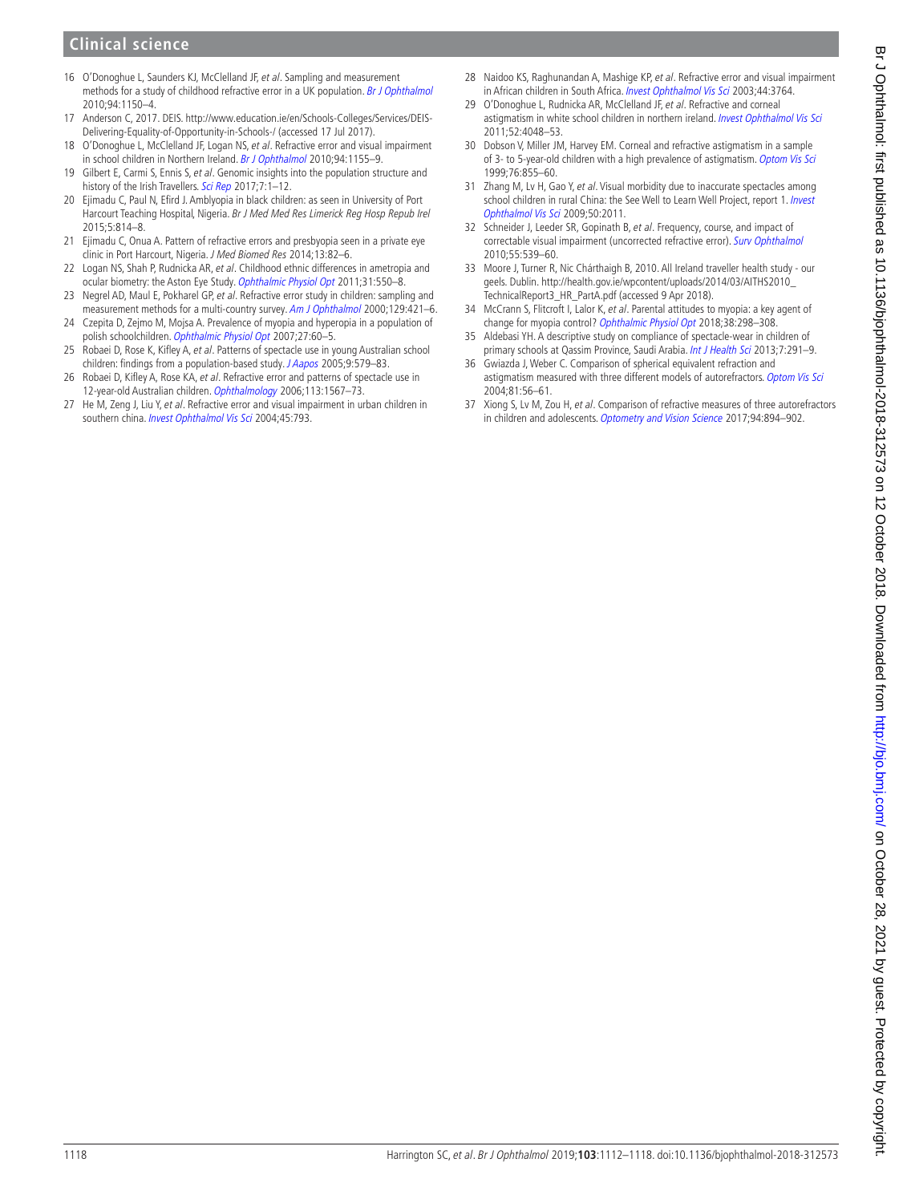16 O'Donoghue L, Saunders KJ, McClelland JF, *et al*. Sampling and measurement methods for a study of childhood refractive error in a UK population. *Br J Ophthalmol* 2010;94:1150–4.
17 Anderson C, 2017. DEIS. http://www.education.ie/en/Schools-Colleges/Services/DEIS-Delivering-Equality-of-Opportunity-in-Schools-/ (accessed 17 Jul 2017).
18 O'Donoghue L, McClelland JF, Logan NS, *et al*. Refractive error and visual impairment in school children in Northern Ireland. *Br J Ophthalmol* 2010;94:1155–9.
19 Gilbert E, Carmi S, Ennis S, *et al*. Genomic insights into the population structure and history of the Irish Travellers. *Sci Rep* 2017;7:1–12.
20 Ejimadu C, Paul N, Efird J. Amblyopia in black children: as seen in University of Port Harcourt Teaching Hospital, Nigeria. *Br J Med Med Res Limerick Reg Hosp Repub Irel* 2015;5:814–8.
21 Ejimadu C, Onua A. Pattern of refractive errors and presbyopia seen in a private eye clinic in Port Harcourt, Nigeria. *J Med Biomed Res* 2014;13:82–6.
22 Logan NS, Shah P, Rudnicka AR, *et al*. Childhood ethnic differences in ametropia and ocular biometry: the Aston Eye Study. *Ophthalmic Physiol Opt* 2011;31:550–8.
23 Negrel AD, Maul E, Pokharel GP, *et al*. Refractive error study in children: sampling and measurement methods for a multi-country survey. *Am J Ophthalmol* 2000;129:421–6.
24 Czepita D, Zejmo M, Mojsa A. Prevalence of myopia and hyperopia in a population of polish schoolchildren. *Ophthalmic Physiol Opt* 2007;27:60–5.
25 Robaei D, Rose K, Kifley A, *et al*. Patterns of spectacle use in young Australian school children: findings from a population-based study. *J Aapos* 2005;9:579–83.
26 Robaei D, Kifley A, Rose KA, *et al*. Refractive error and patterns of spectacle use in 12-year-old Australian children. *Ophthalmology* 2006;113:1567–73.
27 He M, Zeng J, Liu Y, *et al*. Refractive error and visual impairment in urban children in southern china. *Invest Ophthalmol Vis Sci* 2004;45:793.
28 Naidoo KS, Raghunandan A, Mashige KP, *et al*. Refractive error and visual impairment in African children in South Africa. *Invest Ophthalmol Vis Sci* 2003;44:3764.
29 O'Donoghue L, Rudnicka AR, McClelland JF, *et al*. Refractive and corneal astigmatism in white school children in northern ireland. *Invest Ophthalmol Vis Sci* 2011;52:4048–53.
30 Dobson V, Miller JM, Harvey EM. Corneal and refractive astigmatism in a sample of 3- to 5-year-old children with a high prevalence of astigmatism. *Optom Vis Sci* 1999;76:855–60.
31 Zhang M, Lv H, Gao Y, *et al*. Visual morbidity due to inaccurate spectacles among school children in rural China: the See Well to Learn Well Project, report 1. *Invest Ophthalmol Vis Sci* 2009;50:2011.
32 Schneider J, Leeder SR, Gopinath B, *et al*. Frequency, course, and impact of correctable visual impairment (uncorrected refractive error). *Surv Ophthalmol* 2010;55:539–60.
33 Moore J, Turner R, Nic Chárthaigh B, 2010. All Ireland traveller health study - our geels. Dublin. http://health.gov.ie/wpcontent/uploads/2014/03/AITHS2010_TechnicalReport3_HR_PartA.pdf (accessed 9 Apr 2018).
34 McCrann S, Flitcroft I, Lalor K, *et al*. Parental attitudes to myopia: a key agent of change for myopia control? *Ophthalmic Physiol Opt* 2018;38:298–308.
35 Aldebasi YH. A descriptive study on compliance of spectacle-wear in children of primary schools at Qassim Province, Saudi Arabia. *Int J Health Sci* 2013;7:291–9.
36 Gwiazda J, Weber C. Comparison of spherical equivalent refraction and astigmatism measured with three different models of autorefractors. *Optom Vis Sci* 2004;81:56–61.
37 Xiong S, Lv M, Zou H, *et al*. Comparison of refractive measures of three autorefractors in children and adolescents. *Optometry and Vision Science* 2017;94:894–902.